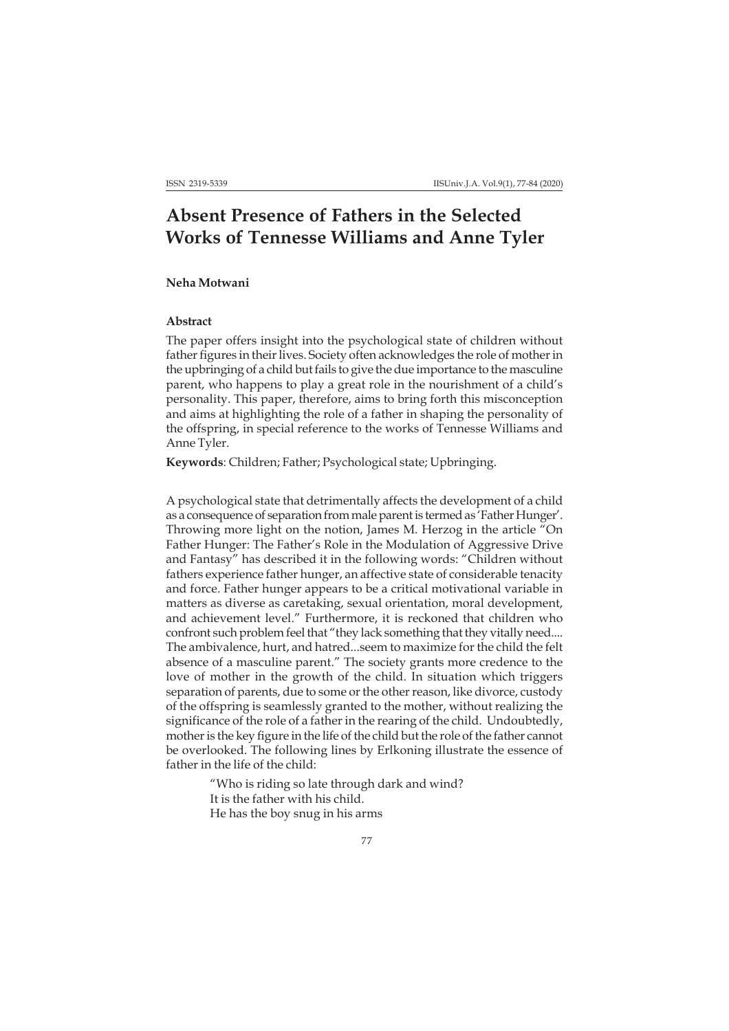# Absent Presence of Fathers in the Selected Works of Tennessee Williams and Anne Tyler

**Neha Motwani**

### Abstract

The paper offers insight into the psychological state of children without father figures in their lives. Society often acknowledges the role of mother in the upbringing of a child but fails to give the due importance to the masculine parent, who happens to play a great role in the nourishment of a child's personality. This paper, therefore, aims to bring forth this misconception and aims at highlighting the role of a father in shaping the personality of the offspring, in special reference to the works of Tennesse Williams and Anne Tyler.

**Keywords**: Children; Father; Psychological state; Upbringing.

A psychological state that detrimentally affects the development of a child as a consequence of separation from male parent is termed as 'Father Hunger'. Throwing more light on the notion, James M. Herzog in the article "On Father Hunger: The Father's Role in the Modulation of Aggressive Drive and Fantasy" has described it in the following words: "Children without fathers experience father hunger, an affective state of considerable tenacity and force. Father hunger appears to be a critical motivational variable in matters as diverse as caretaking, sexual orientation, moral development, and achievement level." Furthermore, it is reckoned that children who confront such problem feel that "they lack something that they vitally need.... The ambivalence, hurt, and hatred...seem to maximize for the child the felt absence of a masculine parent." The society grants more credence to the love of mother in the growth of the child. In situation which triggers separation of parents, due to some or the other reason, like divorce, custody of the offspring is seamlessly granted to the mother, without realizing the significance of the role of a father in the rearing of the child. Undoubtedly, mother is the key figure in the life of the child but the role of the father cannot be overlooked. The following lines by Erlkoning illustrate the essence of father in the life of the child:

> "Who is riding so late through dark and wind?
> It is the father with his child.
> He has the boy snug in his arms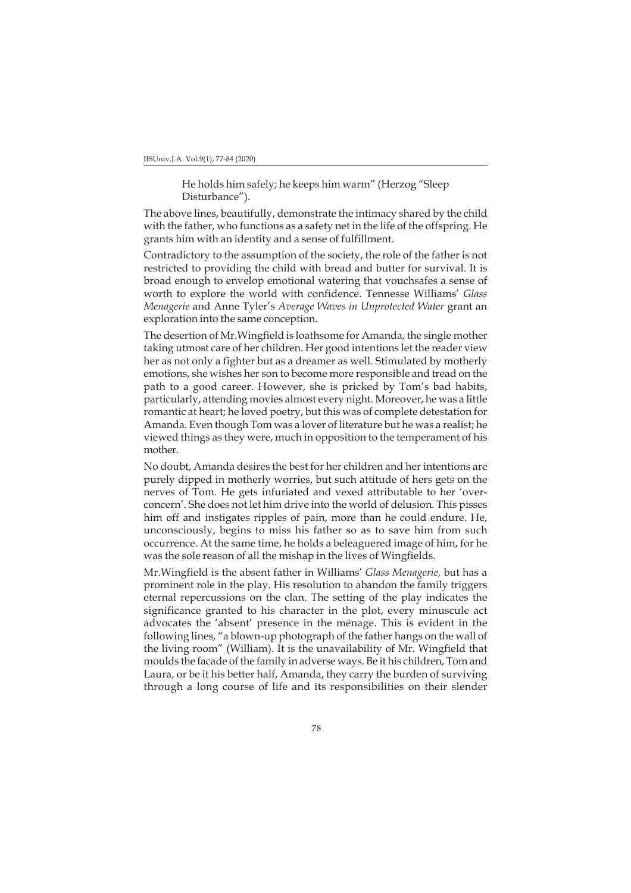> He holds him safely; he keeps him warm" (Herzog "Sleep Disturbance").

The above lines, beautifully, demonstrate the intimacy shared by the child with the father, who functions as a safety net in the life of the offspring. He grants him with an identity and a sense of fulfillment.

Contradictory to the assumption of the society, the role of the father is not restricted to providing the child with bread and butter for survival. It is broad enough to envelop emotional watering that vouchsafes a sense of worth to explore the world with confidence. Tennesse Williams' *Glass Menagerie* and Anne Tyler's *Average Waves in Unprotected Water* grant an exploration into the same conception.

The desertion of Mr.Wingfield is loathsome for Amanda, the single mother taking utmost care of her children. Her good intentions let the reader view her as not only a fighter but as a dreamer as well. Stimulated by motherly emotions, she wishes her son to become more responsible and tread on the path to a good career. However, she is pricked by Tom's bad habits, particularly, attending movies almost every night. Moreover, he was a little romantic at heart; he loved poetry, but this was of complete detestation for Amanda. Even though Tom was a lover of literature but he was a realist; he viewed things as they were, much in opposition to the temperament of his mother.

No doubt, Amanda desires the best for her children and her intentions are purely dipped in motherly worries, but such attitude of hers gets on the nerves of Tom. He gets infuriated and vexed attributable to her 'over-concern'. She does not let him drive into the world of delusion. This pisses him off and instigates ripples of pain, more than he could endure. He, unconsciously, begins to miss his father so as to save him from such occurrence. At the same time, he holds a beleaguered image of him, for he was the sole reason of all the mishap in the lives of Wingfields.

Mr.Wingfield is the absent father in Williams' *Glass Menagerie,* but has a prominent role in the play. His resolution to abandon the family triggers eternal repercussions on the clan. The setting of the play indicates the significance granted to his character in the plot, every minuscule act advocates the 'absent' presence in the ménage. This is evident in the following lines, "a blown-up photograph of the father hangs on the wall of the living room" (William). It is the unavailability of Mr. Wingfield that moulds the facade of the family in adverse ways. Be it his children, Tom and Laura, or be it his better half, Amanda, they carry the burden of surviving through a long course of life and its responsibilities on their slender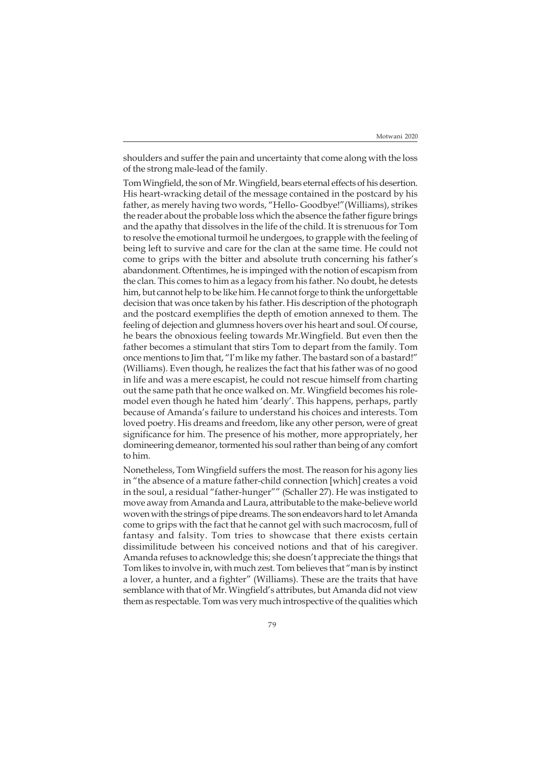shoulders and suffer the pain and uncertainty that come along with the loss of the strong male-lead of the family.

Tom Wingfield, the son of Mr. Wingfield, bears eternal effects of his desertion. His heart-wracking detail of the message contained in the postcard by his father, as merely having two words, "Hello- Goodbye!"(Williams), strikes the reader about the probable loss which the absence the father figure brings and the apathy that dissolves in the life of the child. It is strenuous for Tom to resolve the emotional turmoil he undergoes, to grapple with the feeling of being left to survive and care for the clan at the same time. He could not come to grips with the bitter and absolute truth concerning his father's abandonment. Oftentimes, he is impinged with the notion of escapism from the clan. This comes to him as a legacy from his father. No doubt, he detests him, but cannot help to be like him. He cannot forge to think the unforgettable decision that was once taken by his father. His description of the photograph and the postcard exemplifies the depth of emotion annexed to them. The feeling of dejection and glumness hovers over his heart and soul. Of course, he bears the obnoxious feeling towards Mr.Wingfield. But even then the father becomes a stimulant that stirs Tom to depart from the family. Tom once mentions to Jim that, "I'm like my father. The bastard son of a bastard!" (Williams). Even though, he realizes the fact that his father was of no good in life and was a mere escapist, he could not rescue himself from charting out the same path that he once walked on. Mr. Wingfield becomes his role-model even though he hated him 'dearly'. This happens, perhaps, partly because of Amanda's failure to understand his choices and interests. Tom loved poetry. His dreams and freedom, like any other person, were of great significance for him. The presence of his mother, more appropriately, her domineering demeanor, tormented his soul rather than being of any comfort to him.

Nonetheless, Tom Wingfield suffers the most. The reason for his agony lies in "the absence of a mature father-child connection [which] creates a void in the soul, a residual "father-hunger"" (Schaller 27). He was instigated to move away from Amanda and Laura, attributable to the make-believe world woven with the strings of pipe dreams. The son endeavors hard to let Amanda come to grips with the fact that he cannot gel with such macrocosm, full of fantasy and falsity. Tom tries to showcase that there exists certain dissimilitude between his conceived notions and that of his caregiver. Amanda refuses to acknowledge this; she doesn't appreciate the things that Tom likes to involve in, with much zest. Tom believes that "man is by instinct a lover, a hunter, and a fighter" (Williams). These are the traits that have semblance with that of Mr. Wingfield's attributes, but Amanda did not view them as respectable. Tom was very much introspective of the qualities which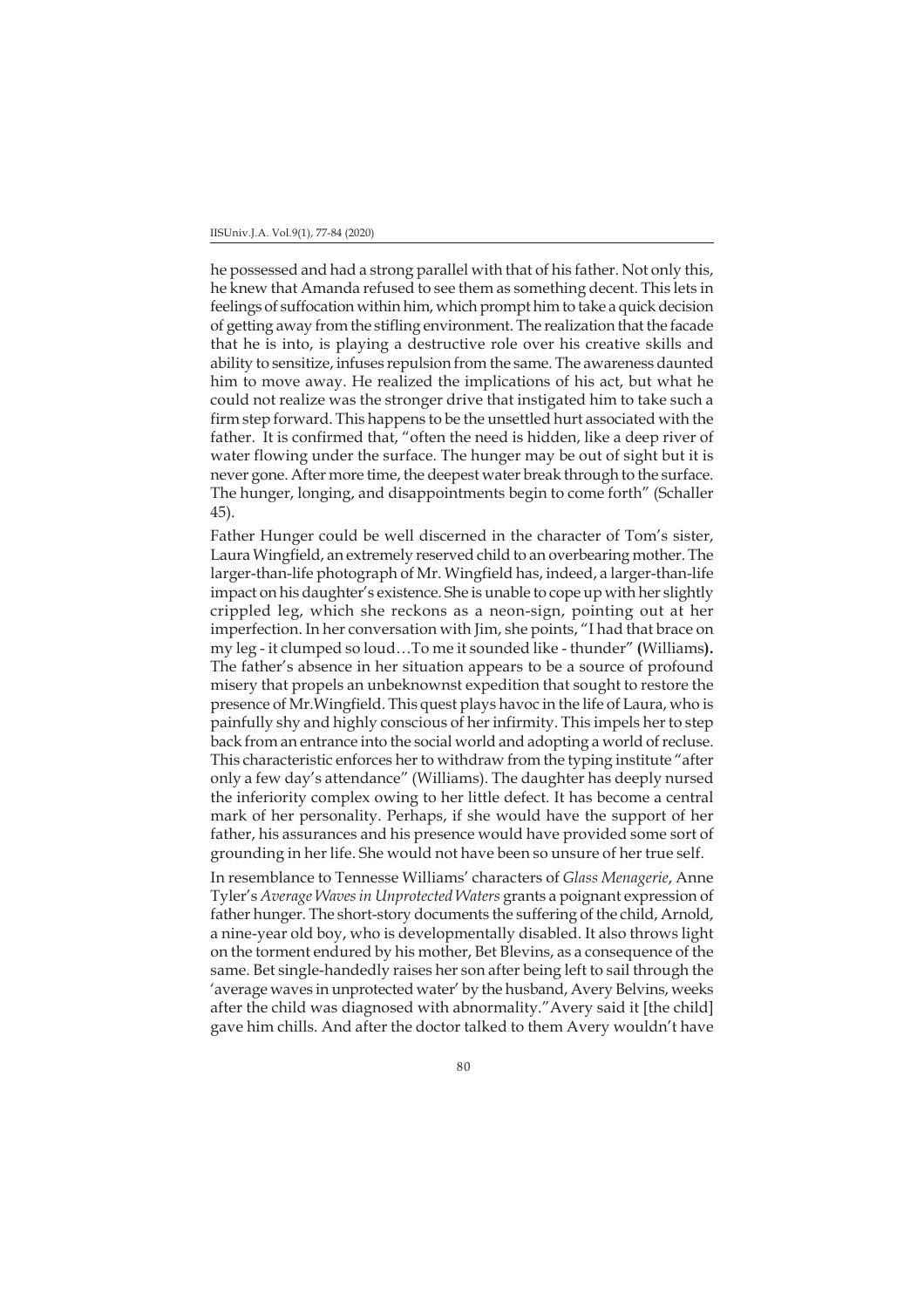he possessed and had a strong parallel with that of his father. Not only this, he knew that Amanda refused to see them as something decent. This lets in feelings of suffocation within him, which prompt him to take a quick decision of getting away from the stifling environment. The realization that the facade that he is into, is playing a destructive role over his creative skills and ability to sensitize, infuses repulsion from the same. The awareness daunted him to move away. He realized the implications of his act, but what he could not realize was the stronger drive that instigated him to take such a firm step forward. This happens to be the unsettled hurt associated with the father. It is confirmed that, "often the need is hidden, like a deep river of water flowing under the surface. The hunger may be out of sight but it is never gone. After more time, the deepest water break through to the surface. The hunger, longing, and disappointments begin to come forth" (Schaller 45).

Father Hunger could be well discerned in the character of Tom's sister, Laura Wingfield, an extremely reserved child to an overbearing mother. The larger-than-life photograph of Mr. Wingfield has, indeed, a larger-than-life impact on his daughter's existence. She is unable to cope up with her slightly crippled leg, which she reckons as a neon-sign, pointing out at her imperfection. In her conversation with Jim, she points, "I had that brace on my leg - it clumped so loud…To me it sounded like - thunder" **(**Williams**).** The father's absence in her situation appears to be a source of profound misery that propels an unbeknownst expedition that sought to restore the presence of Mr.Wingfield. This quest plays havoc in the life of Laura, who is painfully shy and highly conscious of her infirmity. This impels her to step back from an entrance into the social world and adopting a world of recluse. This characteristic enforces her to withdraw from the typing institute "after only a few day's attendance" (Williams). The daughter has deeply nursed the inferiority complex owing to her little defect. It has become a central mark of her personality. Perhaps, if she would have the support of her father, his assurances and his presence would have provided some sort of grounding in her life. She would not have been so unsure of her true self.

In resemblance to Tennesse Williams' characters of *Glass Menagerie*, Anne Tyler's *Average Waves in Unprotected Waters* grants a poignant expression of father hunger. The short-story documents the suffering of the child, Arnold, a nine-year old boy, who is developmentally disabled. It also throws light on the torment endured by his mother, Bet Blevins, as a consequence of the same. Bet single-handedly raises her son after being left to sail through the 'average waves in unprotected water' by the husband, Avery Belvins, weeks after the child was diagnosed with abnormality."Avery said it [the child] gave him chills. And after the doctor talked to them Avery wouldn't have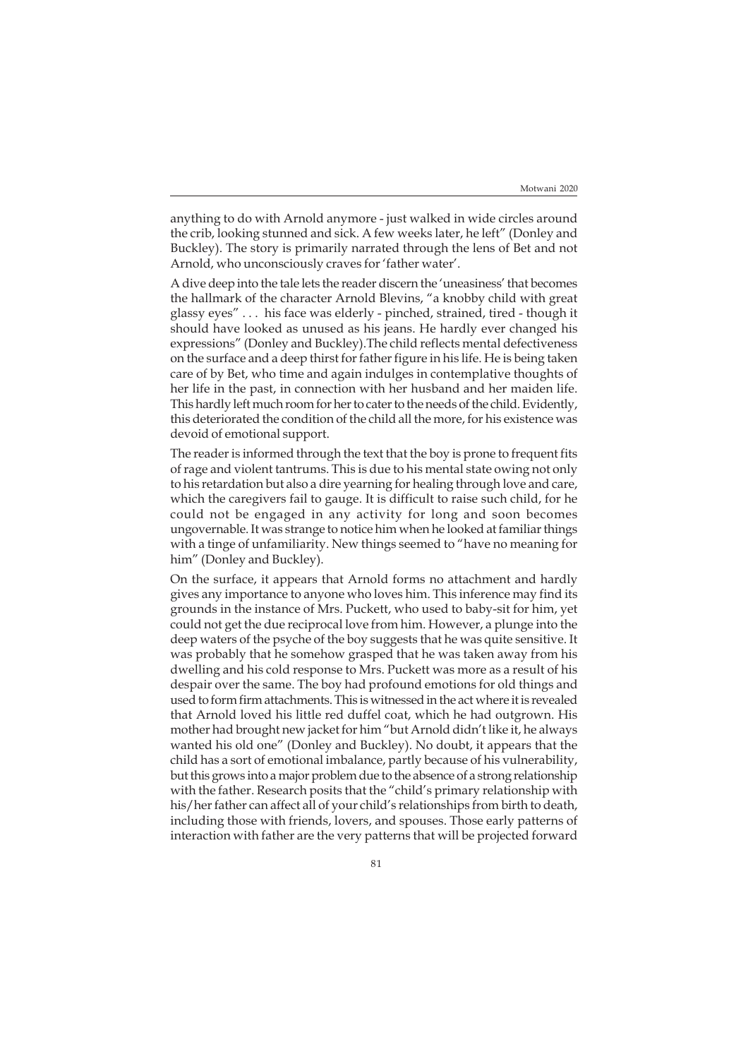anything to do with Arnold anymore - just walked in wide circles around the crib, looking stunned and sick. A few weeks later, he left" (Donley and Buckley). The story is primarily narrated through the lens of Bet and not Arnold, who unconsciously craves for 'father water'.

A dive deep into the tale lets the reader discern the 'uneasiness' that becomes the hallmark of the character Arnold Blevins, "a knobby child with great glassy eyes" . . . his face was elderly - pinched, strained, tired - though it should have looked as unused as his jeans. He hardly ever changed his expressions" (Donley and Buckley).The child reflects mental defectiveness on the surface and a deep thirst for father figure in his life. He is being taken care of by Bet, who time and again indulges in contemplative thoughts of her life in the past, in connection with her husband and her maiden life. This hardly left much room for her to cater to the needs of the child. Evidently, this deteriorated the condition of the child all the more, for his existence was devoid of emotional support.

The reader is informed through the text that the boy is prone to frequent fits of rage and violent tantrums. This is due to his mental state owing not only to his retardation but also a dire yearning for healing through love and care, which the caregivers fail to gauge. It is difficult to raise such child, for he could not be engaged in any activity for long and soon becomes ungovernable. It was strange to notice him when he looked at familiar things with a tinge of unfamiliarity. New things seemed to "have no meaning for him" (Donley and Buckley).

On the surface, it appears that Arnold forms no attachment and hardly gives any importance to anyone who loves him. This inference may find its grounds in the instance of Mrs. Puckett, who used to baby-sit for him, yet could not get the due reciprocal love from him. However, a plunge into the deep waters of the psyche of the boy suggests that he was quite sensitive. It was probably that he somehow grasped that he was taken away from his dwelling and his cold response to Mrs. Puckett was more as a result of his despair over the same. The boy had profound emotions for old things and used to form firm attachments. This is witnessed in the act where it is revealed that Arnold loved his little red duffel coat, which he had outgrown. His mother had brought new jacket for him "but Arnold didn't like it, he always wanted his old one" (Donley and Buckley). No doubt, it appears that the child has a sort of emotional imbalance, partly because of his vulnerability, but this grows into a major problem due to the absence of a strong relationship with the father. Research posits that the "child's primary relationship with his/her father can affect all of your child's relationships from birth to death, including those with friends, lovers, and spouses. Those early patterns of interaction with father are the very patterns that will be projected forward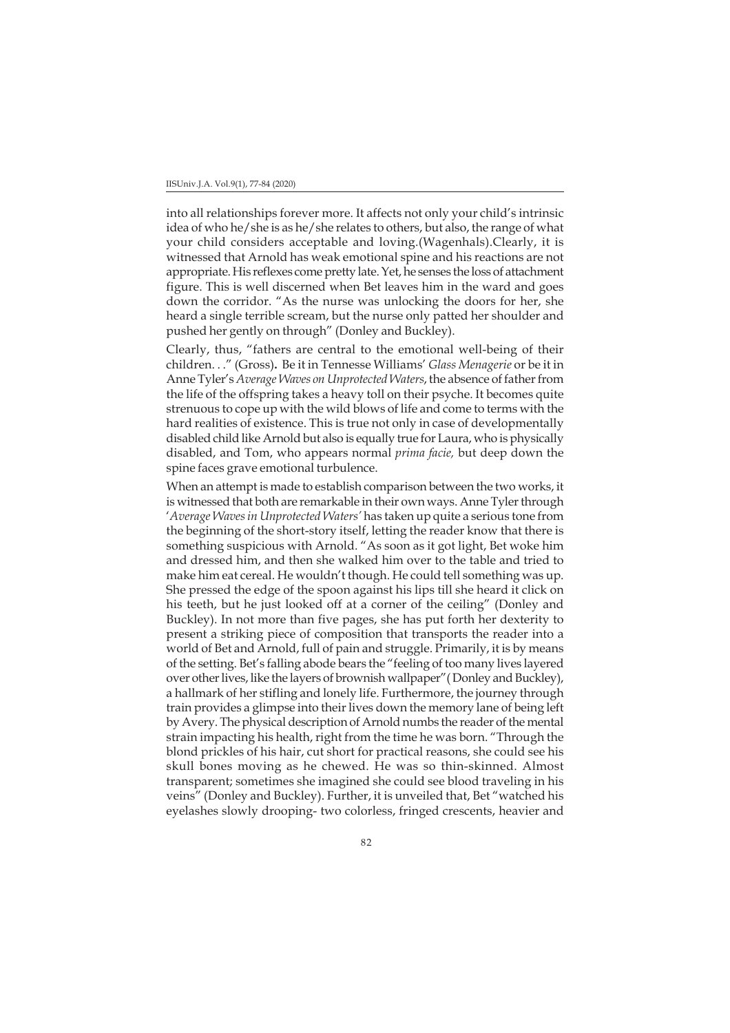into all relationships forever more. It affects not only your child's intrinsic idea of who he/she is as he/she relates to others, but also, the range of what your child considers acceptable and loving.(Wagenhals).Clearly, it is witnessed that Arnold has weak emotional spine and his reactions are not appropriate. His reflexes come pretty late. Yet, he senses the loss of attachment figure. This is well discerned when Bet leaves him in the ward and goes down the corridor. "As the nurse was unlocking the doors for her, she heard a single terrible scream, but the nurse only patted her shoulder and pushed her gently on through" (Donley and Buckley).

Clearly, thus, "fathers are central to the emotional well-being of their children. . ." (Gross)**.** Be it in Tennessee Williams' *Glass Menagerie* or be it in Anne Tyler's *Average Waves on Unprotected Waters*, the absence of father from the life of the offspring takes a heavy toll on their psyche. It becomes quite strenuous to cope up with the wild blows of life and come to terms with the hard realities of existence. This is true not only in case of developmentally disabled child like Arnold but also is equally true for Laura, who is physically disabled, and Tom, who appears normal *prima facie,* but deep down the spine faces grave emotional turbulence.

When an attempt is made to establish comparison between the two works, it is witnessed that both are remarkable in their own ways. Anne Tyler through '*Average Waves in Unprotected Waters'* has taken up quite a serious tone from the beginning of the short-story itself, letting the reader know that there is something suspicious with Arnold. "As soon as it got light, Bet woke him and dressed him, and then she walked him over to the table and tried to make him eat cereal. He wouldn't though. He could tell something was up. She pressed the edge of the spoon against his lips till she heard it click on his teeth, but he just looked off at a corner of the ceiling" (Donley and Buckley). In not more than five pages, she has put forth her dexterity to present a striking piece of composition that transports the reader into a world of Bet and Arnold, full of pain and struggle. Primarily, it is by means of the setting. Bet's falling abode bears the "feeling of too many lives layered over other lives, like the layers of brownish wallpaper"( Donley and Buckley), a hallmark of her stifling and lonely life. Furthermore, the journey through train provides a glimpse into their lives down the memory lane of being left by Avery. The physical description of Arnold numbs the reader of the mental strain impacting his health, right from the time he was born. "Through the blond prickles of his hair, cut short for practical reasons, she could see his skull bones moving as he chewed. He was so thin-skinned. Almost transparent; sometimes she imagined she could see blood traveling in his veins" (Donley and Buckley). Further, it is unveiled that, Bet "watched his eyelashes slowly drooping- two colorless, fringed crescents, heavier and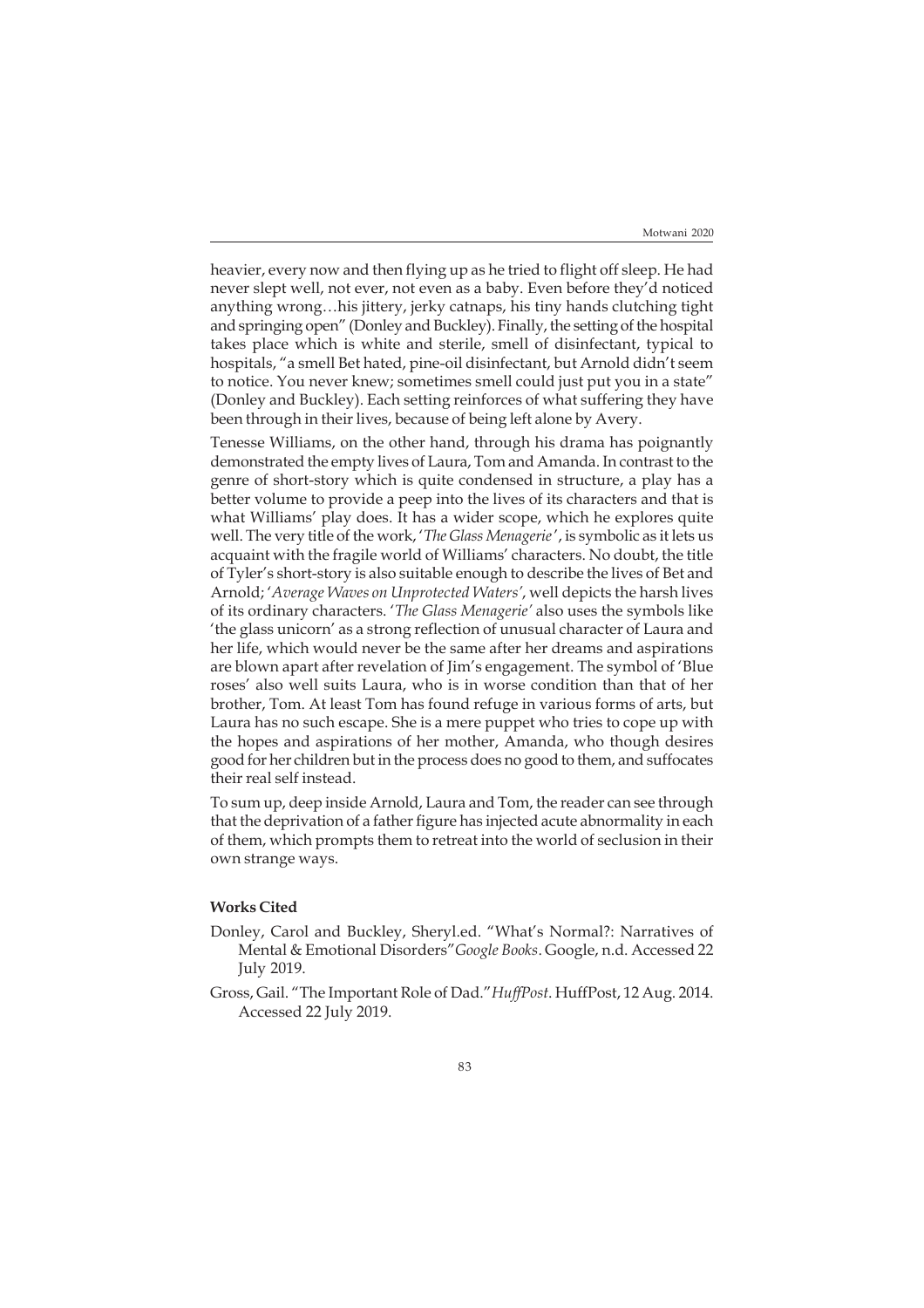heavier, every now and then flying up as he tried to flight off sleep. He had never slept well, not ever, not even as a baby. Even before they'd noticed anything wrong…his jittery, jerky catnaps, his tiny hands clutching tight and springing open" (Donley and Buckley). Finally, the setting of the hospital takes place which is white and sterile, smell of disinfectant, typical to hospitals, "a smell Bet hated, pine-oil disinfectant, but Arnold didn't seem to notice. You never knew; sometimes smell could just put you in a state" (Donley and Buckley). Each setting reinforces of what suffering they have been through in their lives, because of being left alone by Avery.

Tenesse Williams, on the other hand, through his drama has poignantly demonstrated the empty lives of Laura, Tom and Amanda. In contrast to the genre of short-story which is quite condensed in structure, a play has a better volume to provide a peep into the lives of its characters and that is what Williams' play does. It has a wider scope, which he explores quite well. The very title of the work, '*The Glass Menagerie*', is symbolic as it lets us acquaint with the fragile world of Williams' characters. No doubt, the title of Tyler's short-story is also suitable enough to describe the lives of Bet and Arnold; '*Average Waves on Unprotected Waters*', well depicts the harsh lives of its ordinary characters. '*The Glass Menagerie*' also uses the symbols like 'the glass unicorn' as a strong reflection of unusual character of Laura and her life, which would never be the same after her dreams and aspirations are blown apart after revelation of Jim's engagement. The symbol of 'Blue roses' also well suits Laura, who is in worse condition than that of her brother, Tom. At least Tom has found refuge in various forms of arts, but Laura has no such escape. She is a mere puppet who tries to cope up with the hopes and aspirations of her mother, Amanda, who though desires good for her children but in the process does no good to them, and suffocates their real self instead.

To sum up, deep inside Arnold, Laura and Tom, the reader can see through that the deprivation of a father figure has injected acute abnormality in each of them, which prompts them to retreat into the world of seclusion in their own strange ways.

**Works Cited**

Donley, Carol and Buckley, Sheryl.ed. "What's Normal?: Narratives of Mental & Emotional Disorders"*Google Books*. Google, n.d. Accessed 22 July 2019.

Gross, Gail. "The Important Role of Dad."*HuffPost*. HuffPost, 12 Aug. 2014. Accessed 22 July 2019.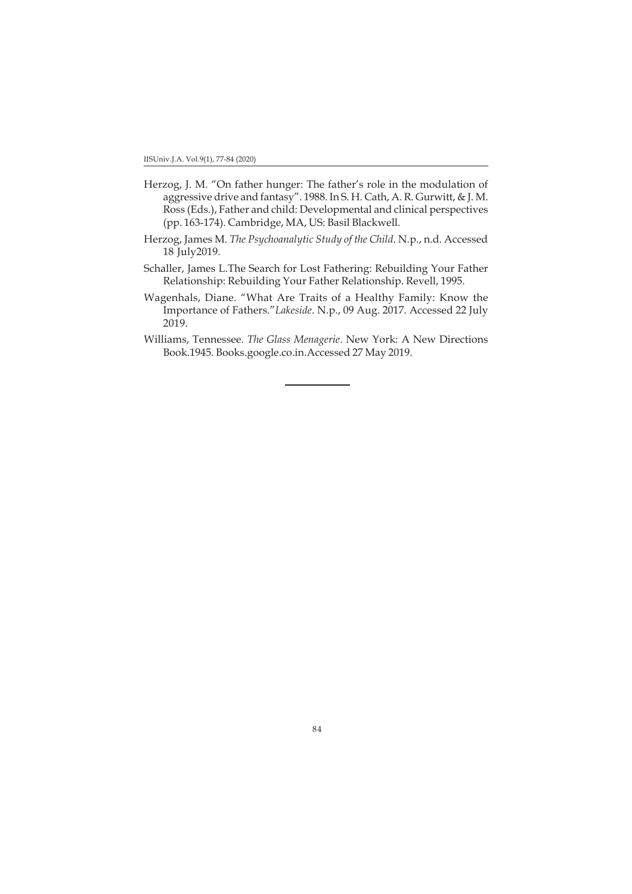Herzog, J. M. "On father hunger: The father's role in the modulation of aggressive drive and fantasy". 1988. In S. H. Cath, A. R. Gurwitt, & J. M. Ross (Eds.), Father and child: Developmental and clinical perspectives (pp. 163-174). Cambridge, MA, US: Basil Blackwell.

Herzog, James M. *The Psychoanalytic Study of the Child*. N.p., n.d. Accessed 18 July2019.

Schaller, James L.The Search for Lost Fathering: Rebuilding Your Father Relationship: Rebuilding Your Father Relationship. Revell, 1995.

Wagenhals, Diane. "What Are Traits of a Healthy Family: Know the Importance of Fathers."*Lakeside*. N.p., 09 Aug. 2017. Accessed 22 July 2019.

Williams, Tennessee. *The Glass Menagerie*. New York: A New Directions Book.1945. Books.google.co.in.Accessed 27 May 2019.